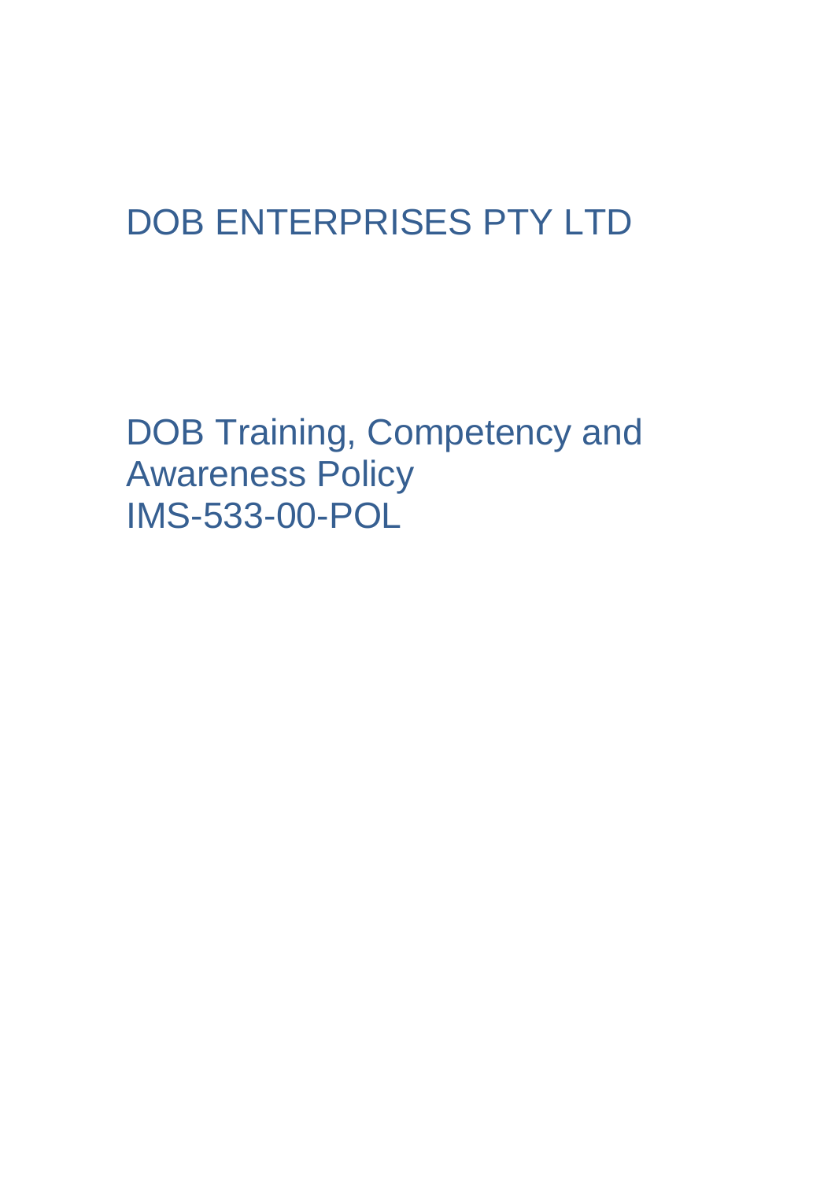# DOB ENTERPRISES PTY LTD

## DOB Training, Competency and Awareness Policy
## IMS-533-00-POL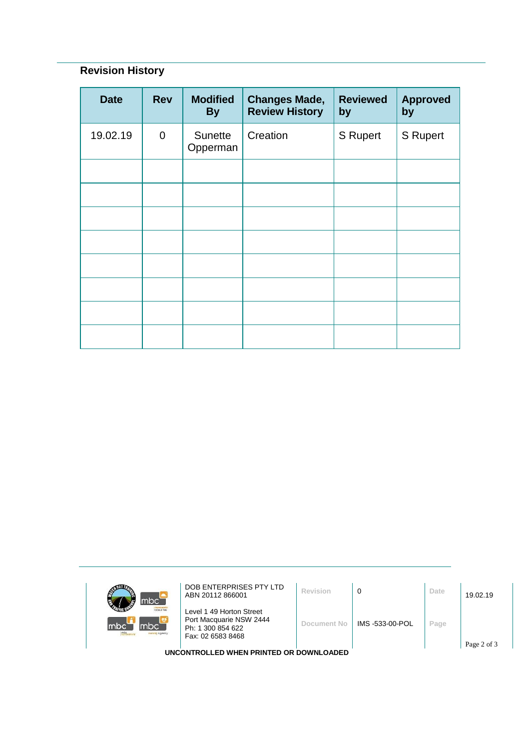## Revision History

| Date | Rev | Modified By | Changes Made, Review History | Reviewed by | Approved by |
|---|---|---|---|---|---|
| 19.02.19 | 0 | Sunette Opperman | Creation | S Rupert | S Rupert |
| | | | | | |
| | | | | | |
| | | | | | |
| | | | | | |
| | | | | | |
| | | | | | |
| | | | | | |
| | | | | | |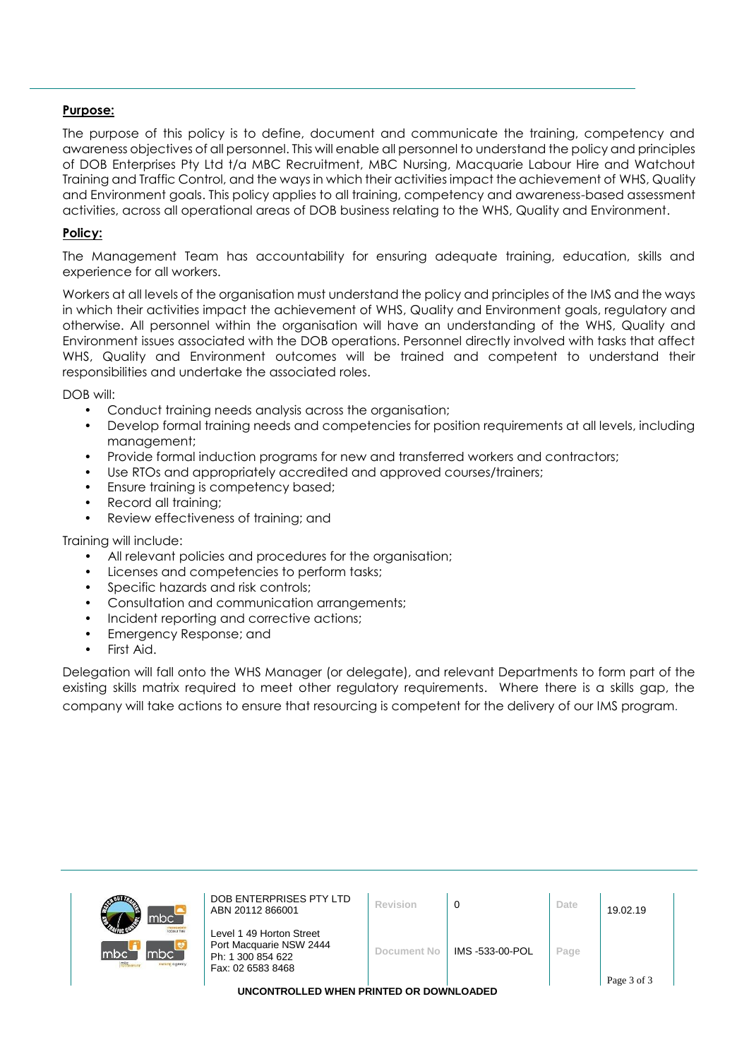**Purpose:**

The purpose of this policy is to define, document and communicate the training, competency and awareness objectives of all personnel. This will enable all personnel to understand the policy and principles of DOB Enterprises Pty Ltd t/a MBC Recruitment, MBC Nursing, Macquarie Labour Hire and Watchout Training and Traffic Control, and the ways in which their activities impact the achievement of WHS, Quality and Environment goals. This policy applies to all training, competency and awareness-based assessment activities, across all operational areas of DOB business relating to the WHS, Quality and Environment.

**Policy:**

The Management Team has accountability for ensuring adequate training, education, skills and experience for all workers.

Workers at all levels of the organisation must understand the policy and principles of the IMS and the ways in which their activities impact the achievement of WHS, Quality and Environment goals, regulatory and otherwise. All personnel within the organisation will have an understanding of the WHS, Quality and Environment issues associated with the DOB operations. Personnel directly involved with tasks that affect WHS, Quality and Environment outcomes will be trained and competent to understand their responsibilities and undertake the associated roles.

DOB will:

- Conduct training needs analysis across the organisation;
- Develop formal training needs and competencies for position requirements at all levels, including management;
- Provide formal induction programs for new and transferred workers and contractors;
- Use RTOs and appropriately accredited and approved courses/trainers;
- Ensure training is competency based;
- Record all training;
- Review effectiveness of training; and

Training will include:

- All relevant policies and procedures for the organisation;
- Licenses and competencies to perform tasks;
- Specific hazards and risk controls;
- Consultation and communication arrangements;
- Incident reporting and corrective actions;
- Emergency Response; and
- First Aid.

Delegation will fall onto the WHS Manager (or delegate), and relevant Departments to form part of the existing skills matrix required to meet other regulatory requirements. Where there is a skills gap, the company will take actions to ensure that resourcing is competent for the delivery of our IMS program.